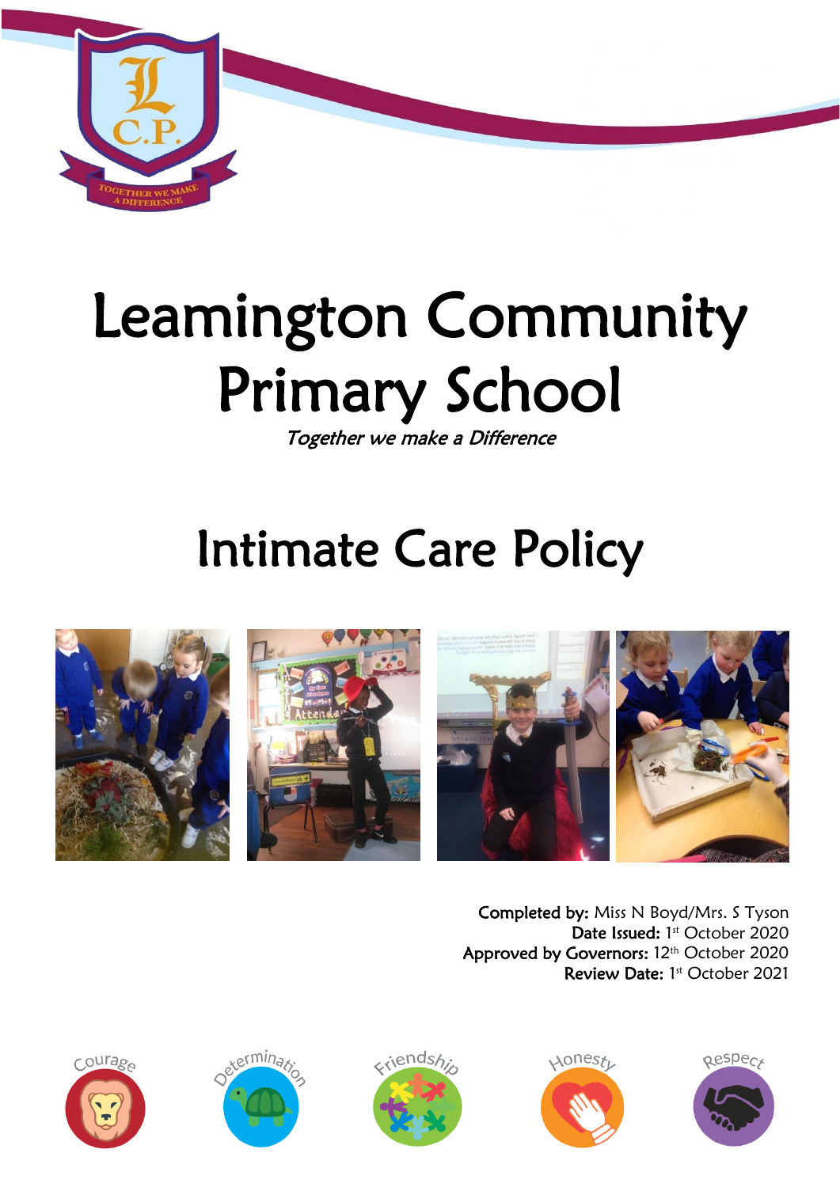# Leamington Community Primary School

*Together we make a Difference*

## Intimate Care Policy

**Completed by:** Miss N Boyd/Mrs. S Tyson
**Date Issued:** 1st October 2020
**Approved by Governors:** 12th October 2020
**Review Date:** 1st October 2021

Courage Determination Friendship Honesty Respect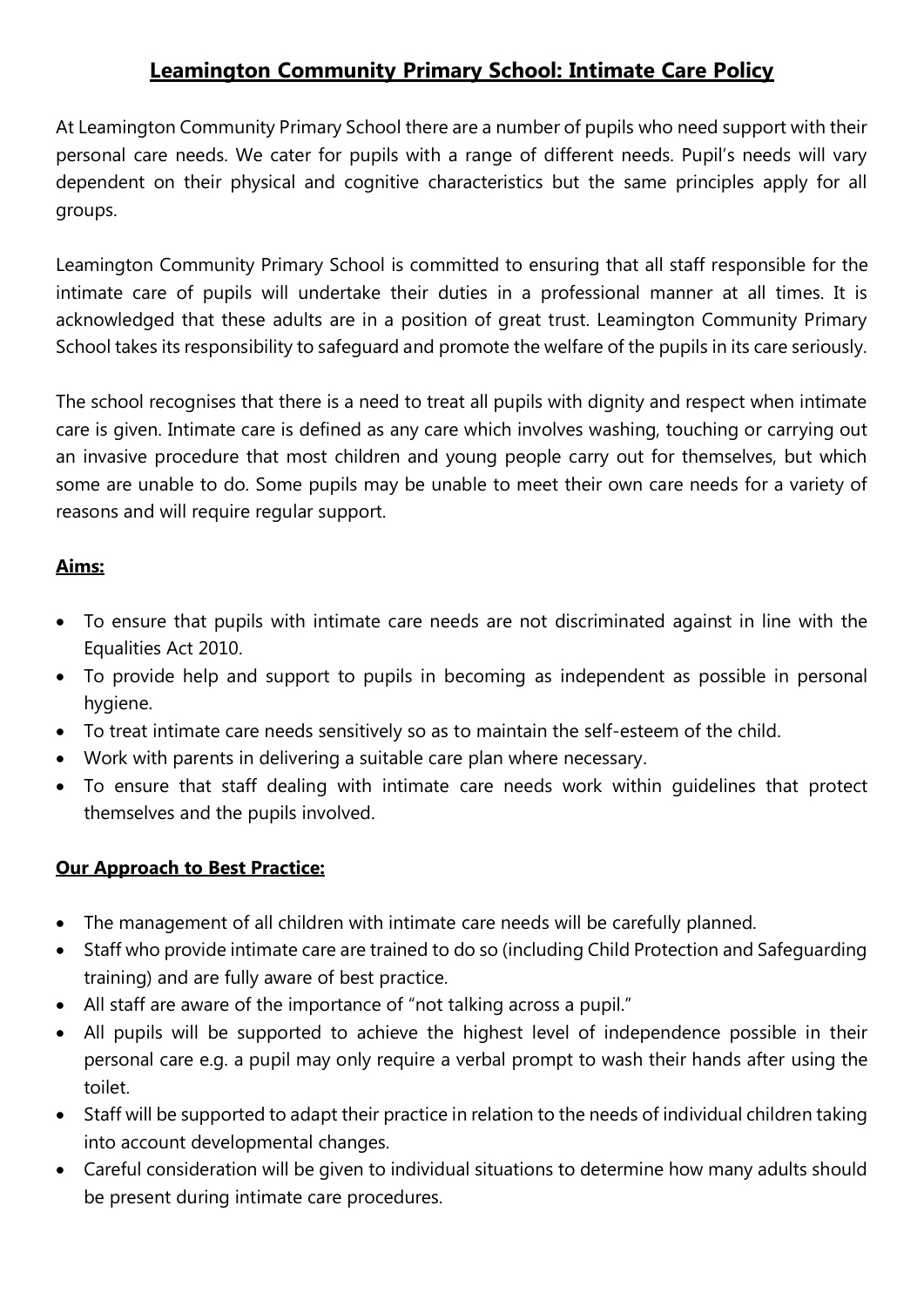# Leamington Community Primary School: Intimate Care Policy

At Leamington Community Primary School there are a number of pupils who need support with their personal care needs. We cater for pupils with a range of different needs. Pupil's needs will vary dependent on their physical and cognitive characteristics but the same principles apply for all groups.

Leamington Community Primary School is committed to ensuring that all staff responsible for the intimate care of pupils will undertake their duties in a professional manner at all times. It is acknowledged that these adults are in a position of great trust. Leamington Community Primary School takes its responsibility to safeguard and promote the welfare of the pupils in its care seriously.

The school recognises that there is a need to treat all pupils with dignity and respect when intimate care is given. Intimate care is defined as any care which involves washing, touching or carrying out an invasive procedure that most children and young people carry out for themselves, but which some are unable to do. Some pupils may be unable to meet their own care needs for a variety of reasons and will require regular support.

## Aims:

- To ensure that pupils with intimate care needs are not discriminated against in line with the Equalities Act 2010.
- To provide help and support to pupils in becoming as independent as possible in personal hygiene.
- To treat intimate care needs sensitively so as to maintain the self-esteem of the child.
- Work with parents in delivering a suitable care plan where necessary.
- To ensure that staff dealing with intimate care needs work within guidelines that protect themselves and the pupils involved.

## Our Approach to Best Practice:

- The management of all children with intimate care needs will be carefully planned.
- Staff who provide intimate care are trained to do so (including Child Protection and Safeguarding training) and are fully aware of best practice.
- All staff are aware of the importance of "not talking across a pupil."
- All pupils will be supported to achieve the highest level of independence possible in their personal care e.g. a pupil may only require a verbal prompt to wash their hands after using the toilet.
- Staff will be supported to adapt their practice in relation to the needs of individual children taking into account developmental changes.
- Careful consideration will be given to individual situations to determine how many adults should be present during intimate care procedures.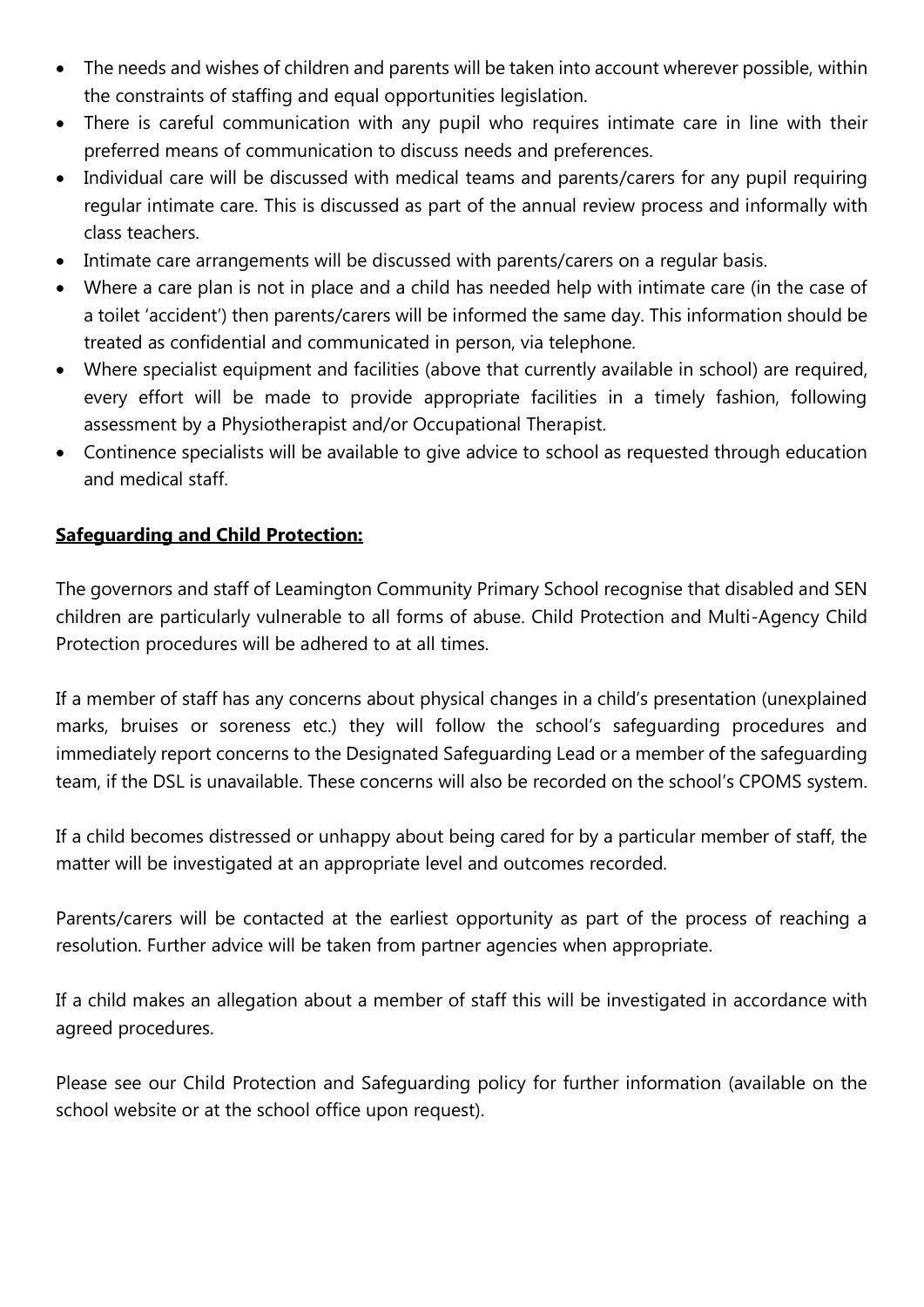- The needs and wishes of children and parents will be taken into account wherever possible, within the constraints of staffing and equal opportunities legislation.
- There is careful communication with any pupil who requires intimate care in line with their preferred means of communication to discuss needs and preferences.
- Individual care will be discussed with medical teams and parents/carers for any pupil requiring regular intimate care. This is discussed as part of the annual review process and informally with class teachers.
- Intimate care arrangements will be discussed with parents/carers on a regular basis.
- Where a care plan is not in place and a child has needed help with intimate care (in the case of a toilet 'accident') then parents/carers will be informed the same day. This information should be treated as confidential and communicated in person, via telephone.
- Where specialist equipment and facilities (above that currently available in school) are required, every effort will be made to provide appropriate facilities in a timely fashion, following assessment by a Physiotherapist and/or Occupational Therapist.
- Continence specialists will be available to give advice to school as requested through education and medical staff.

**Safeguarding and Child Protection:**

The governors and staff of Leamington Community Primary School recognise that disabled and SEN children are particularly vulnerable to all forms of abuse. Child Protection and Multi-Agency Child Protection procedures will be adhered to at all times.

If a member of staff has any concerns about physical changes in a child's presentation (unexplained marks, bruises or soreness etc.) they will follow the school's safeguarding procedures and immediately report concerns to the Designated Safeguarding Lead or a member of the safeguarding team, if the DSL is unavailable. These concerns will also be recorded on the school's CPOMS system.

If a child becomes distressed or unhappy about being cared for by a particular member of staff, the matter will be investigated at an appropriate level and outcomes recorded.

Parents/carers will be contacted at the earliest opportunity as part of the process of reaching a resolution. Further advice will be taken from partner agencies when appropriate.

If a child makes an allegation about a member of staff this will be investigated in accordance with agreed procedures.

Please see our Child Protection and Safeguarding policy for further information (available on the school website or at the school office upon request).